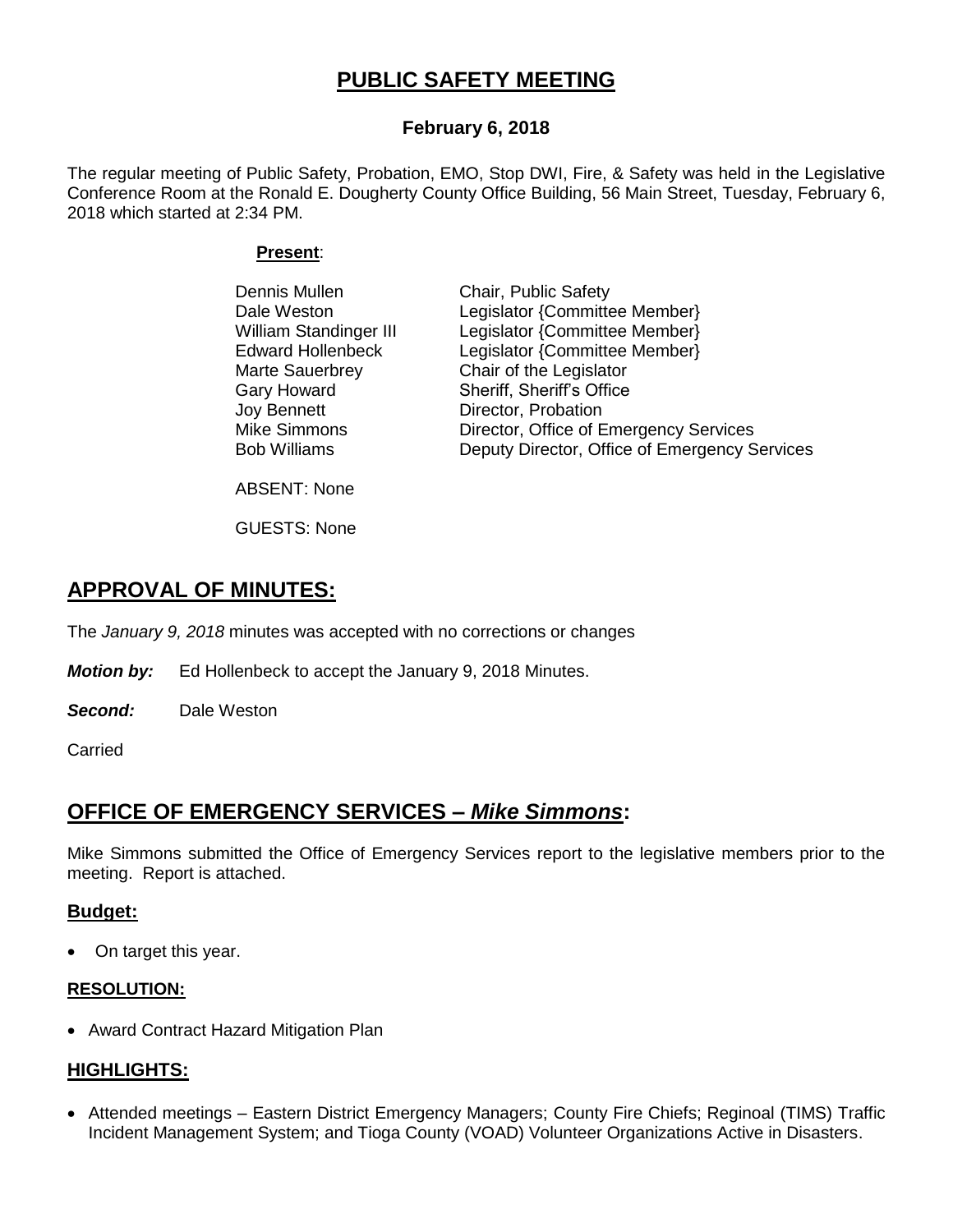# PUBLIC SAFETY MEETING

**February 6, 2018**

The regular meeting of Public Safety, Probation, EMO, Stop DWI, Fire, & Safety was held in the Legislative Conference Room at the Ronald E. Dougherty County Office Building, 56 Main Street, Tuesday, February 6, 2018 which started at 2:34 PM.

**Present**:

| | |
|---|---|
| Dennis Mullen | Chair, Public Safety |
| Dale Weston | Legislator {Committee Member} |
| William Standinger III | Legislator {Committee Member} |
| Edward Hollenbeck | Legislator {Committee Member} |
| Marte Sauerbrey | Chair of the Legislator |
| Gary Howard | Sheriff, Sheriff's Office |
| Joy Bennett | Director, Probation |
| Mike Simmons | Director, Office of Emergency Services |
| Bob Williams | Deputy Director, Office of Emergency Services |

ABSENT: None

GUESTS: None

## APPROVAL OF MINUTES:

The *January 9, 2018* minutes was accepted with no corrections or changes

***Motion by:*** Ed Hollenbeck to accept the January 9, 2018 Minutes.

***Second:*** Dale Weston

Carried

## OFFICE OF EMERGENCY SERVICES – *Mike Simmons*:

Mike Simmons submitted the Office of Emergency Services report to the legislative members prior to the meeting. Report is attached.

### Budget:

- On target this year.

### RESOLUTION:

- Award Contract Hazard Mitigation Plan

### HIGHLIGHTS:

- Attended meetings – Eastern District Emergency Managers; County Fire Chiefs; Reginoal (TIMS) Traffic Incident Management System; and Tioga County (VOAD) Volunteer Organizations Active in Disasters.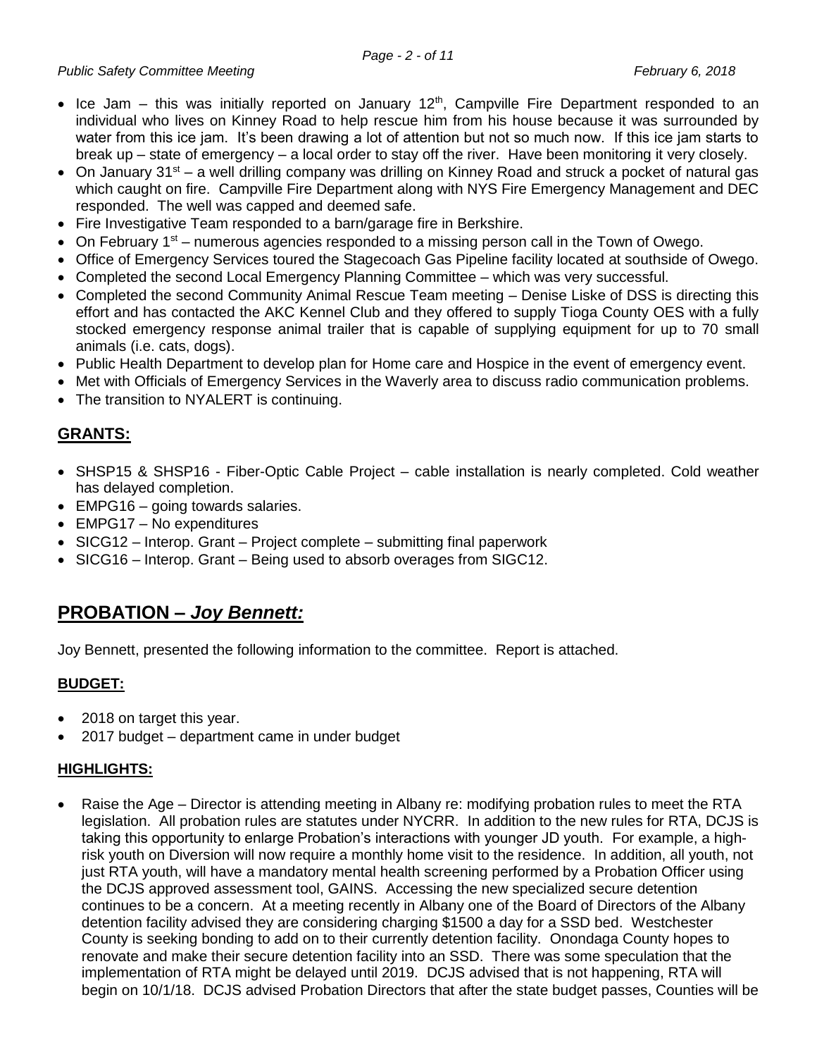- Ice Jam – this was initially reported on January 12th, Campville Fire Department responded to an individual who lives on Kinney Road to help rescue him from his house because it was surrounded by water from this ice jam. It's been drawing a lot of attention but not so much now. If this ice jam starts to break up – state of emergency – a local order to stay off the river. Have been monitoring it very closely.
- On January 31st – a well drilling company was drilling on Kinney Road and struck a pocket of natural gas which caught on fire. Campville Fire Department along with NYS Fire Emergency Management and DEC responded. The well was capped and deemed safe.
- Fire Investigative Team responded to a barn/garage fire in Berkshire.
- On February 1st – numerous agencies responded to a missing person call in the Town of Owego.
- Office of Emergency Services toured the Stagecoach Gas Pipeline facility located at southside of Owego.
- Completed the second Local Emergency Planning Committee – which was very successful.
- Completed the second Community Animal Rescue Team meeting – Denise Liske of DSS is directing this effort and has contacted the AKC Kennel Club and they offered to supply Tioga County OES with a fully stocked emergency response animal trailer that is capable of supplying equipment for up to 70 small animals (i.e. cats, dogs).
- Public Health Department to develop plan for Home care and Hospice in the event of emergency event.
- Met with Officials of Emergency Services in the Waverly area to discuss radio communication problems.
- The transition to NYALERT is continuing.

### GRANTS:

- SHSP15 & SHSP16 - Fiber-Optic Cable Project – cable installation is nearly completed. Cold weather has delayed completion.
- EMPG16 – going towards salaries.
- EMPG17 – No expenditures
- SICG12 – Interop. Grant – Project complete – submitting final paperwork
- SICG16 – Interop. Grant – Being used to absorb overages from SIGC12.

## PROBATION – *Joy Bennett:*

Joy Bennett, presented the following information to the committee. Report is attached.

### BUDGET:

- 2018 on target this year.
- 2017 budget – department came in under budget

### HIGHLIGHTS:

- Raise the Age – Director is attending meeting in Albany re: modifying probation rules to meet the RTA legislation. All probation rules are statutes under NYCRR. In addition to the new rules for RTA, DCJS is taking this opportunity to enlarge Probation's interactions with younger JD youth. For example, a high-risk youth on Diversion will now require a monthly home visit to the residence. In addition, all youth, not just RTA youth, will have a mandatory mental health screening performed by a Probation Officer using the DCJS approved assessment tool, GAINS. Accessing the new specialized secure detention continues to be a concern. At a meeting recently in Albany one of the Board of Directors of the Albany detention facility advised they are considering charging $1500 a day for a SSD bed. Westchester County is seeking bonding to add on to their currently detention facility. Onondaga County hopes to renovate and make their secure detention facility into an SSD. There was some speculation that the implementation of RTA might be delayed until 2019. DCJS advised that is not happening, RTA will begin on 10/1/18. DCJS advised Probation Directors that after the state budget passes, Counties will be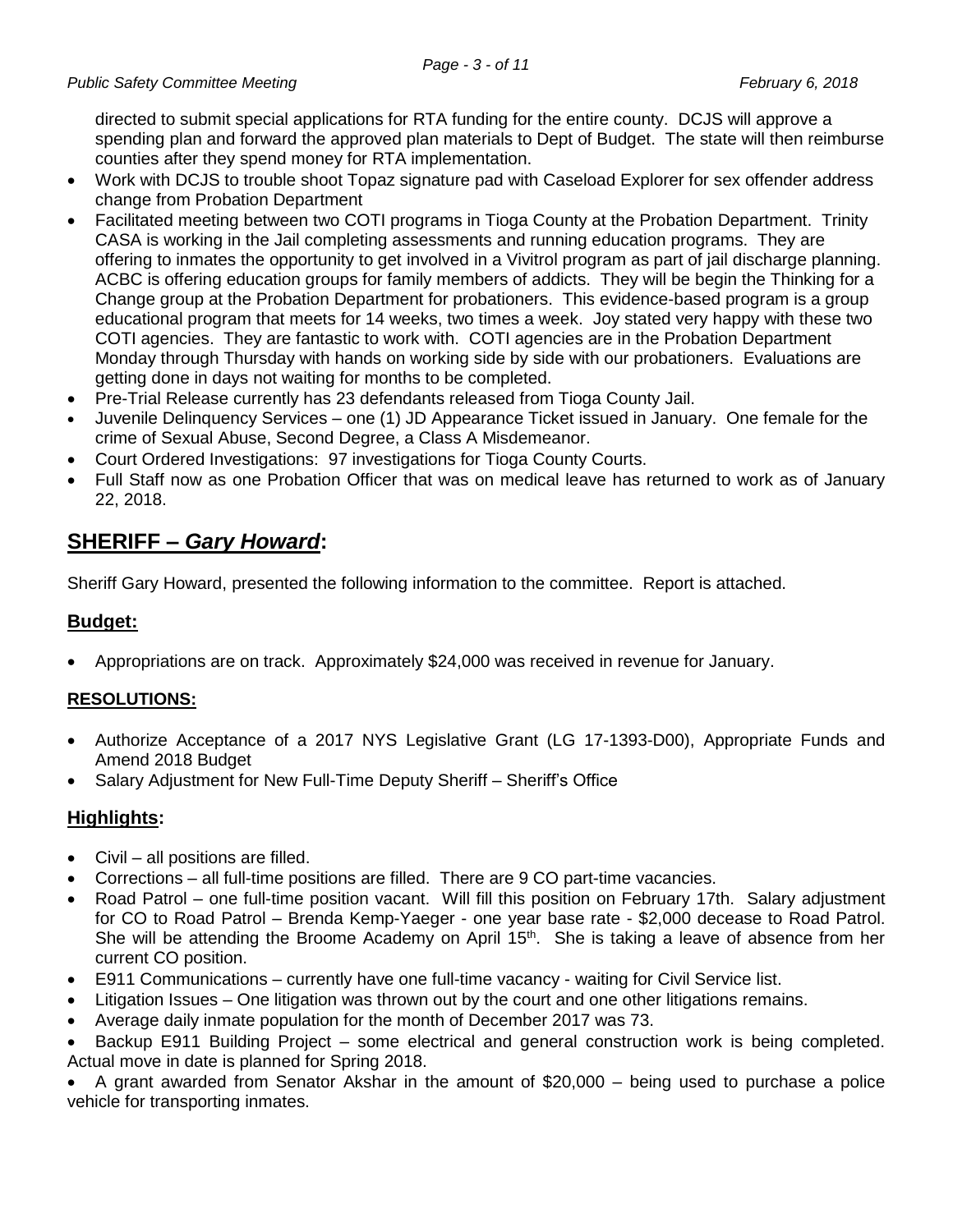directed to submit special applications for RTA funding for the entire county. DCJS will approve a spending plan and forward the approved plan materials to Dept of Budget. The state will then reimburse counties after they spend money for RTA implementation.

- Work with DCJS to trouble shoot Topaz signature pad with Caseload Explorer for sex offender address change from Probation Department
- Facilitated meeting between two COTI programs in Tioga County at the Probation Department. Trinity CASA is working in the Jail completing assessments and running education programs. They are offering to inmates the opportunity to get involved in a Vivitrol program as part of jail discharge planning. ACBC is offering education groups for family members of addicts. They will be begin the Thinking for a Change group at the Probation Department for probationers. This evidence-based program is a group educational program that meets for 14 weeks, two times a week. Joy stated very happy with these two COTI agencies. They are fantastic to work with. COTI agencies are in the Probation Department Monday through Thursday with hands on working side by side with our probationers. Evaluations are getting done in days not waiting for months to be completed.
- Pre-Trial Release currently has 23 defendants released from Tioga County Jail.
- Juvenile Delinquency Services – one (1) JD Appearance Ticket issued in January. One female for the crime of Sexual Abuse, Second Degree, a Class A Misdemeanor.
- Court Ordered Investigations: 97 investigations for Tioga County Courts.
- Full Staff now as one Probation Officer that was on medical leave has returned to work as of January 22, 2018.

## SHERIFF – *Gary Howard*:

Sheriff Gary Howard, presented the following information to the committee. Report is attached.

### Budget:

- Appropriations are on track. Approximately $24,000 was received in revenue for January.

### RESOLUTIONS:

- Authorize Acceptance of a 2017 NYS Legislative Grant (LG 17-1393-D00), Appropriate Funds and Amend 2018 Budget
- Salary Adjustment for New Full-Time Deputy Sheriff – Sheriff's Office

### Highlights:

- Civil – all positions are filled.
- Corrections – all full-time positions are filled. There are 9 CO part-time vacancies.
- Road Patrol – one full-time position vacant. Will fill this position on February 17th. Salary adjustment for CO to Road Patrol – Brenda Kemp-Yaeger - one year base rate - $2,000 decease to Road Patrol. She will be attending the Broome Academy on April 15th. She is taking a leave of absence from her current CO position.
- E911 Communications – currently have one full-time vacancy - waiting for Civil Service list.
- Litigation Issues – One litigation was thrown out by the court and one other litigations remains.
- Average daily inmate population for the month of December 2017 was 73.
- Backup E911 Building Project – some electrical and general construction work is being completed. Actual move in date is planned for Spring 2018.
- A grant awarded from Senator Akshar in the amount of $20,000 – being used to purchase a police vehicle for transporting inmates.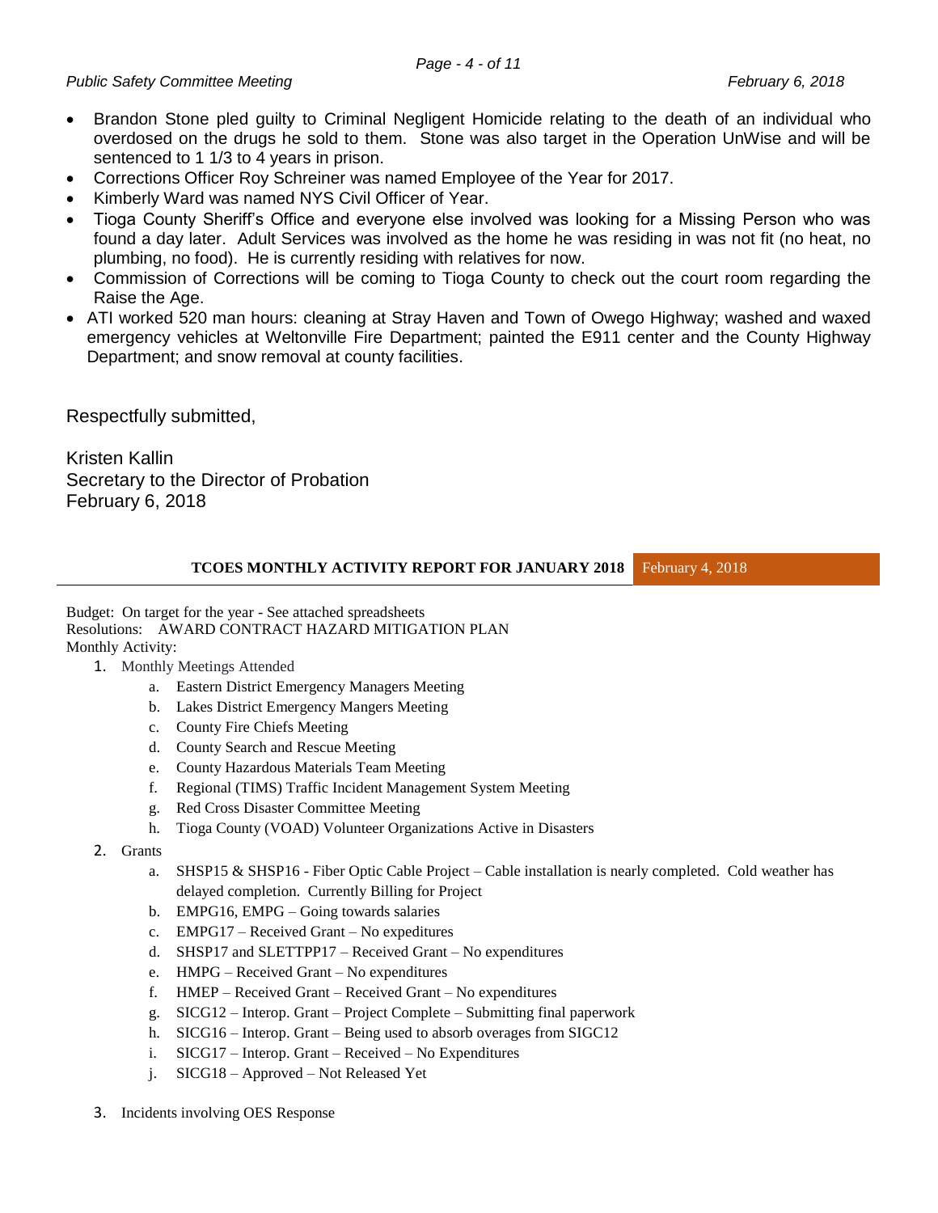- Brandon Stone pled guilty to Criminal Negligent Homicide relating to the death of an individual who overdosed on the drugs he sold to them. Stone was also target in the Operation UnWise and will be sentenced to 1 1/3 to 4 years in prison.
- Corrections Officer Roy Schreiner was named Employee of the Year for 2017.
- Kimberly Ward was named NYS Civil Officer of Year.
- Tioga County Sheriff's Office and everyone else involved was looking for a Missing Person who was found a day later. Adult Services was involved as the home he was residing in was not fit (no heat, no plumbing, no food). He is currently residing with relatives for now.
- Commission of Corrections will be coming to Tioga County to check out the court room regarding the Raise the Age.
- ATI worked 520 man hours: cleaning at Stray Haven and Town of Owego Highway; washed and waxed emergency vehicles at Weltonville Fire Department; painted the E911 center and the County Highway Department; and snow removal at county facilities.

Respectfully submitted,

Kristen Kallin
Secretary to the Director of Probation
February 6, 2018

## TCOES MONTHLY ACTIVITY REPORT FOR JANUARY 2018 February 4, 2018

Budget: On target for the year - See attached spreadsheets
Resolutions: AWARD CONTRACT HAZARD MITIGATION PLAN
Monthly Activity:

1. Monthly Meetings Attended
   a. Eastern District Emergency Managers Meeting
   b. Lakes District Emergency Mangers Meeting
   c. County Fire Chiefs Meeting
   d. County Search and Rescue Meeting
   e. County Hazardous Materials Team Meeting
   f. Regional (TIMS) Traffic Incident Management System Meeting
   g. Red Cross Disaster Committee Meeting
   h. Tioga County (VOAD) Volunteer Organizations Active in Disasters
2. Grants
   a. SHSP15 & SHSP16 - Fiber Optic Cable Project – Cable installation is nearly completed. Cold weather has delayed completion. Currently Billing for Project
   b. EMPG16, EMPG – Going towards salaries
   c. EMPG17 – Received Grant – No expeditures
   d. SHSP17 and SLETTPP17 – Received Grant – No expenditures
   e. HMPG – Received Grant – No expenditures
   f. HMEP – Received Grant – Received Grant – No expenditures
   g. SICG12 – Interop. Grant – Project Complete – Submitting final paperwork
   h. SICG16 – Interop. Grant – Being used to absorb overages from SIGC12
   i. SICG17 – Interop. Grant – Received – No Expenditures
   j. SICG18 – Approved – Not Released Yet
3. Incidents involving OES Response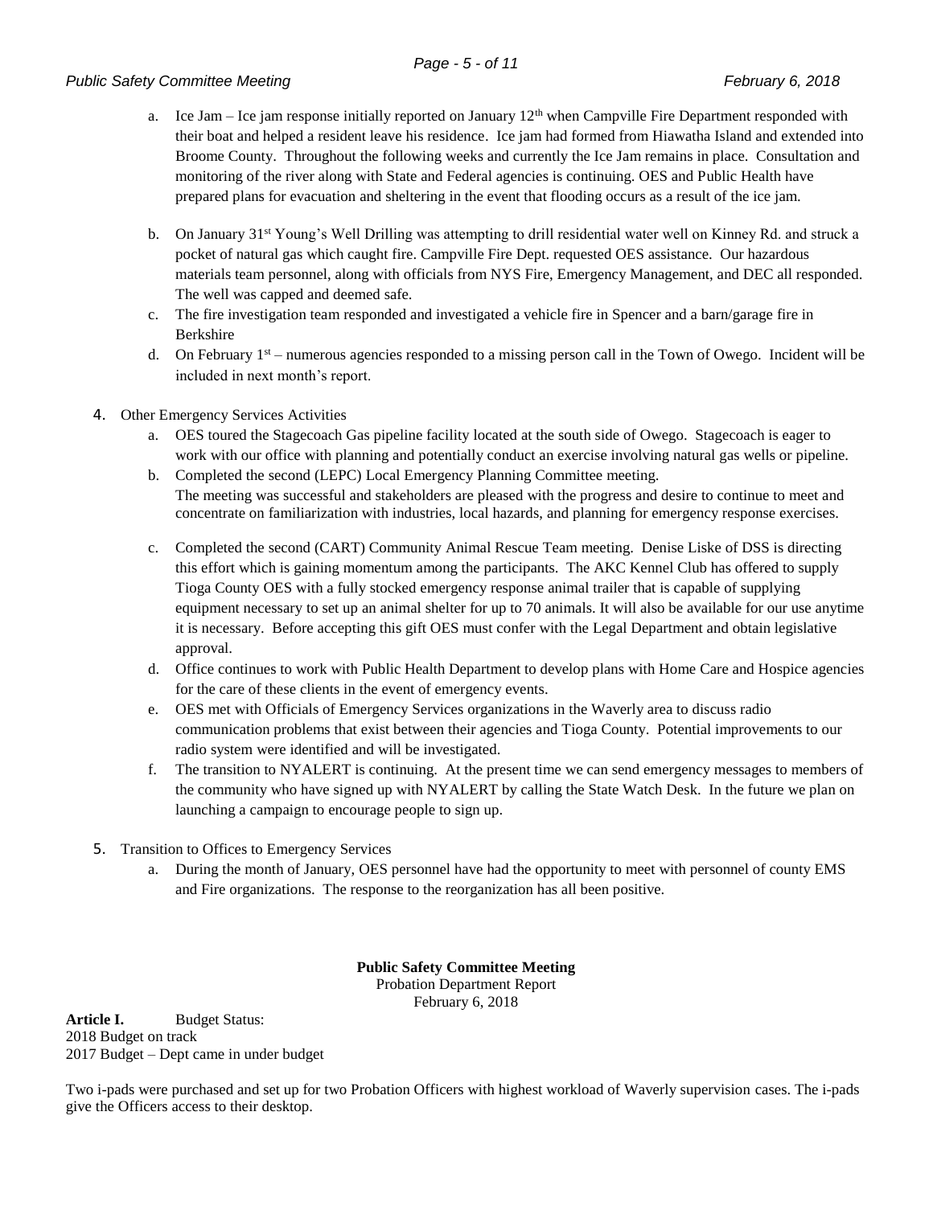a. Ice Jam – Ice jam response initially reported on January 12th when Campville Fire Department responded with their boat and helped a resident leave his residence. Ice jam had formed from Hiawatha Island and extended into Broome County. Throughout the following weeks and currently the Ice Jam remains in place. Consultation and monitoring of the river along with State and Federal agencies is continuing. OES and Public Health have prepared plans for evacuation and sheltering in the event that flooding occurs as a result of the ice jam.

b. On January 31st Young's Well Drilling was attempting to drill residential water well on Kinney Rd. and struck a pocket of natural gas which caught fire. Campville Fire Dept. requested OES assistance. Our hazardous materials team personnel, along with officials from NYS Fire, Emergency Management, and DEC all responded. The well was capped and deemed safe.

c. The fire investigation team responded and investigated a vehicle fire in Spencer and a barn/garage fire in Berkshire

d. On February 1st – numerous agencies responded to a missing person call in the Town of Owego. Incident will be included in next month's report.

4. Other Emergency Services Activities
   a. OES toured the Stagecoach Gas pipeline facility located at the south side of Owego. Stagecoach is eager to work with our office with planning and potentially conduct an exercise involving natural gas wells or pipeline.
   b. Completed the second (LEPC) Local Emergency Planning Committee meeting. The meeting was successful and stakeholders are pleased with the progress and desire to continue to meet and concentrate on familiarization with industries, local hazards, and planning for emergency response exercises.
   c. Completed the second (CART) Community Animal Rescue Team meeting. Denise Liske of DSS is directing this effort which is gaining momentum among the participants. The AKC Kennel Club has offered to supply Tioga County OES with a fully stocked emergency response animal trailer that is capable of supplying equipment necessary to set up an animal shelter for up to 70 animals. It will also be available for our use anytime it is necessary. Before accepting this gift OES must confer with the Legal Department and obtain legislative approval.
   d. Office continues to work with Public Health Department to develop plans with Home Care and Hospice agencies for the care of these clients in the event of emergency events.
   e. OES met with Officials of Emergency Services organizations in the Waverly area to discuss radio communication problems that exist between their agencies and Tioga County. Potential improvements to our radio system were identified and will be investigated.
   f. The transition to NYALERT is continuing. At the present time we can send emergency messages to members of the community who have signed up with NYALERT by calling the State Watch Desk. In the future we plan on launching a campaign to encourage people to sign up.

5. Transition to Offices to Emergency Services
   a. During the month of January, OES personnel have had the opportunity to meet with personnel of county EMS and Fire organizations. The response to the reorganization has all been positive.

**Public Safety Committee Meeting**
Probation Department Report
February 6, 2018

**Article I.** Budget Status:
2018 Budget on track
2017 Budget – Dept came in under budget

Two i-pads were purchased and set up for two Probation Officers with highest workload of Waverly supervision cases. The i-pads give the Officers access to their desktop.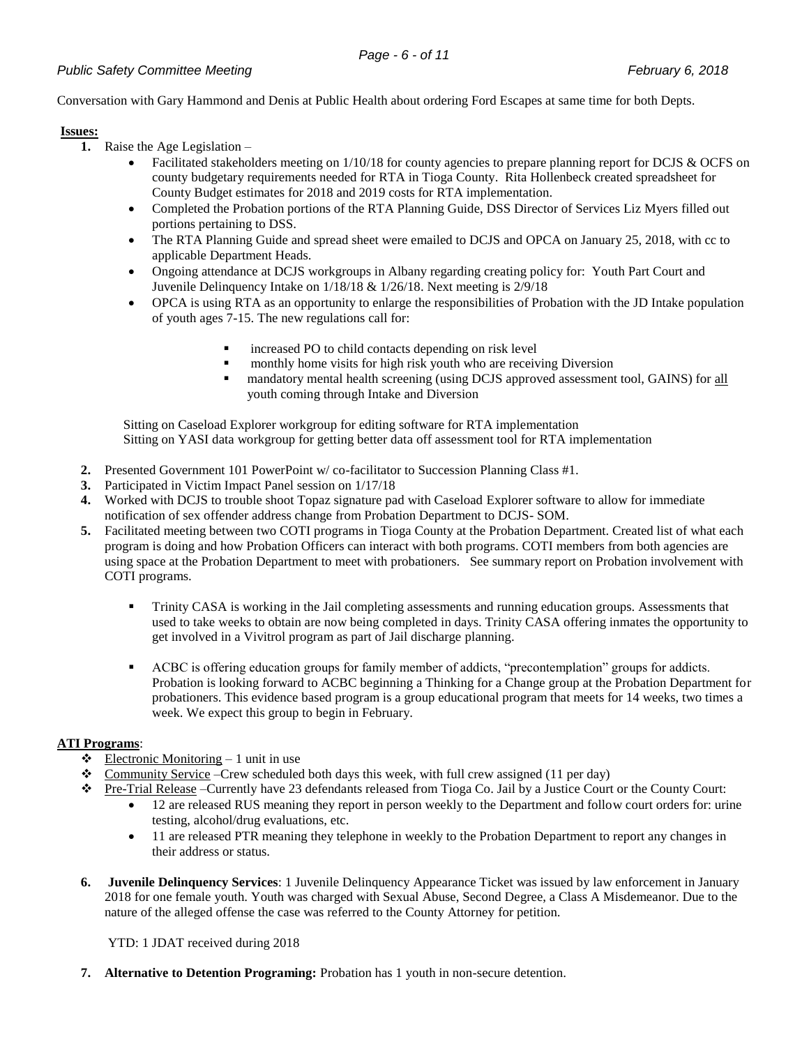Conversation with Gary Hammond and Denis at Public Health about ordering Ford Escapes at same time for both Depts.

**Issues:**

1. Raise the Age Legislation –
   - Facilitated stakeholders meeting on 1/10/18 for county agencies to prepare planning report for DCJS & OCFS on county budgetary requirements needed for RTA in Tioga County. Rita Hollenbeck created spreadsheet for County Budget estimates for 2018 and 2019 costs for RTA implementation.
   - Completed the Probation portions of the RTA Planning Guide, DSS Director of Services Liz Myers filled out portions pertaining to DSS.
   - The RTA Planning Guide and spread sheet were emailed to DCJS and OPCA on January 25, 2018, with cc to applicable Department Heads.
   - Ongoing attendance at DCJS workgroups in Albany regarding creating policy for: Youth Part Court and Juvenile Delinquency Intake on 1/18/18 & 1/26/18. Next meeting is 2/9/18
   - OPCA is using RTA as an opportunity to enlarge the responsibilities of Probation with the JD Intake population of youth ages 7-15. The new regulations call for:
     - increased PO to child contacts depending on risk level
     - monthly home visits for high risk youth who are receiving Diversion
     - mandatory mental health screening (using DCJS approved assessment tool, GAINS) for <u>all</u> youth coming through Intake and Diversion

   Sitting on Caseload Explorer workgroup for editing software for RTA implementation
   Sitting on YASI data workgroup for getting better data off assessment tool for RTA implementation

2. Presented Government 101 PowerPoint w/ co-facilitator to Succession Planning Class #1.
3. Participated in Victim Impact Panel session on 1/17/18
4. Worked with DCJS to trouble shoot Topaz signature pad with Caseload Explorer software to allow for immediate notification of sex offender address change from Probation Department to DCJS- SOM.
5. Facilitated meeting between two COTI programs in Tioga County at the Probation Department. Created list of what each program is doing and how Probation Officers can interact with both programs. COTI members from both agencies are using space at the Probation Department to meet with probationers. See summary report on Probation involvement with COTI programs.
   - Trinity CASA is working in the Jail completing assessments and running education groups. Assessments that used to take weeks to obtain are now being completed in days. Trinity CASA offering inmates the opportunity to get involved in a Vivitrol program as part of Jail discharge planning.
   - ACBC is offering education groups for family member of addicts, "precontemplation" groups for addicts. Probation is looking forward to ACBC beginning a Thinking for a Change group at the Probation Department for probationers. This evidence based program is a group educational program that meets for 14 weeks, two times a week. We expect this group to begin in February.

**ATI Programs**:

- <u>Electronic Monitoring</u> – 1 unit in use
- <u>Community Service</u> –Crew scheduled both days this week, with full crew assigned (11 per day)
- <u>Pre-Trial Release</u> –Currently have 23 defendants released from Tioga Co. Jail by a Justice Court or the County Court:
  - 12 are released RUS meaning they report in person weekly to the Department and follow court orders for: urine testing, alcohol/drug evaluations, etc.
  - 11 are released PTR meaning they telephone in weekly to the Probation Department to report any changes in their address or status.

6. **Juvenile Delinquency Services**: 1 Juvenile Delinquency Appearance Ticket was issued by law enforcement in January 2018 for one female youth. Youth was charged with Sexual Abuse, Second Degree, a Class A Misdemeanor. Due to the nature of the alleged offense the case was referred to the County Attorney for petition.

   YTD: 1 JDAT received during 2018

7. **Alternative to Detention Programing:** Probation has 1 youth in non-secure detention.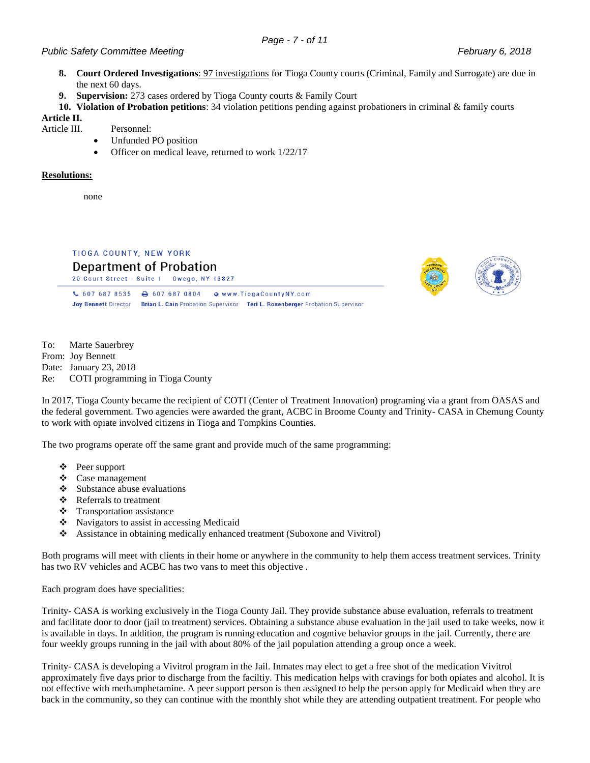8. **Court Ordered Investigations**: 97 investigations for Tioga County courts (Criminal, Family and Surrogate) are due in the next 60 days.
9. **Supervision:** 273 cases ordered by Tioga County courts & Family Court
10. **Violation of Probation petitions**: 34 violation petitions pending against probationers in criminal & family courts

**Article II.**

Article III. Personnel:

- Unfunded PO position
- Officer on medical leave, returned to work 1/22/17

**Resolutions:**

none

TIOGA COUNTY, NEW YORK

**Department of Probation**

20 Court Street - Suite 1 Owego, NY 13827

607 687 8535 607 687 0804 www.TiogaCountyNY.com

**Joy Bennett** Director **Brian L. Cain** Probation Supervisor **Teri L. Rosenberger** Probation Supervisor

To: Marte Sauerbrey
From: Joy Bennett
Date: January 23, 2018
Re: COTI programming in Tioga County

In 2017, Tioga County became the recipient of COTI (Center of Treatment Innovation) programing via a grant from OASAS and the federal government. Two agencies were awarded the grant, ACBC in Broome County and Trinity- CASA in Chemung County to work with opiate involved citizens in Tioga and Tompkins Counties.

The two programs operate off the same grant and provide much of the same programming:

- Peer support
- Case management
- Substance abuse evaluations
- Referrals to treatment
- Transportation assistance
- Navigators to assist in accessing Medicaid
- Assistance in obtaining medically enhanced treatment (Suboxone and Vivitrol)

Both programs will meet with clients in their home or anywhere in the community to help them access treatment services. Trinity has two RV vehicles and ACBC has two vans to meet this objective .

Each program does have specialities:

Trinity- CASA is working exclusively in the Tioga County Jail. They provide substance abuse evaluation, referrals to treatment and facilitate door to door (jail to treatment) services. Obtaining a substance abuse evaluation in the jail used to take weeks, now it is available in days. In addition, the program is running education and cogntive behavior groups in the jail. Currently, there are four weekly groups running in the jail with about 80% of the jail population attending a group once a week.

Trinity- CASA is developing a Vivitrol program in the Jail. Inmates may elect to get a free shot of the medication Vivitrol approximately five days prior to discharge from the faciltiy. This medication helps with cravings for both opiates and alcohol. It is not effective with methamphetamine. A peer support person is then assigned to help the person apply for Medicaid when they are back in the community, so they can continue with the monthly shot while they are attending outpatient treatment. For people who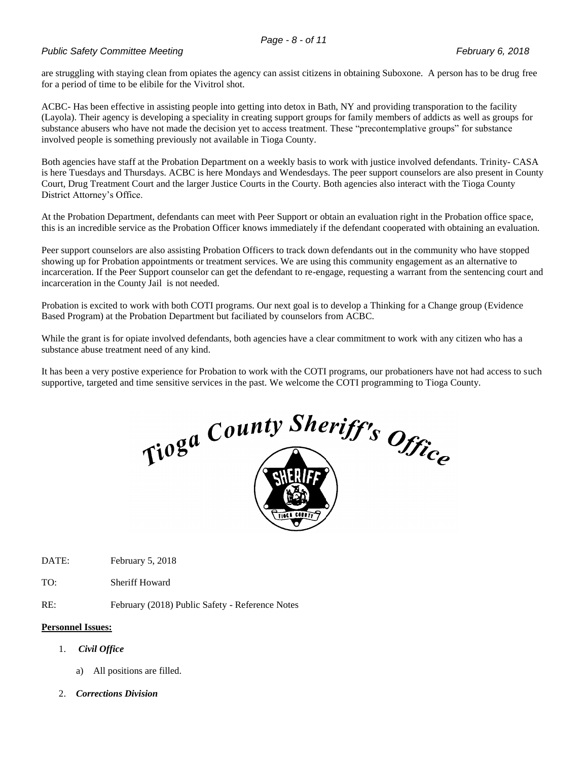are struggling with staying clean from opiates the agency can assist citizens in obtaining Suboxone. A person has to be drug free for a period of time to be elibile for the Vivitrol shot.

ACBC- Has been effective in assisting people into getting into detox in Bath, NY and providing transporation to the facility (Layola). Their agency is developing a speciality in creating support groups for family members of addicts as well as groups for substance abusers who have not made the decision yet to access treatment. These "precontemplative groups" for substance involved people is something previously not available in Tioga County.

Both agencies have staff at the Probation Department on a weekly basis to work with justice involved defendants. Trinity- CASA is here Tuesdays and Thursdays. ACBC is here Mondays and Wenedsdays. The peer support counselors are also present in County Court, Drug Treatment Court and the larger Justice Courts in the Courty. Both agencies also interact with the Tioga County District Attorney's Office.

At the Probation Department, defendants can meet with Peer Support or obtain an evaluation right in the Probation office space, this is an incredible service as the Probation Officer knows immediately if the defendant cooperated with obtaining an evaluation.

Peer support counselors are also assisting Probation Officers to track down defendants out in the community who have stopped showing up for Probation appointments or treatment services. We are using this community engagement as an alternative to incarceration. If the Peer Support counselor can get the defendant to re-engage, requesting a warrant from the sentencing court and incarceration in the County Jail is not needed.

Probation is excited to work with both COTI programs. Our next goal is to develop a Thinking for a Change group (Evidence Based Program) at the Probation Department but faciliated by counselors from ACBC.

While the grant is for opiate involved defendants, both agencies have a clear commitment to work with any citizen who has a substance abuse treatment need of any kind.

It has been a very postive experience for Probation to work with the COTI programs, our probationers have not had access to such supportive, targeted and time sensitive services in the past. We welcome the COTI programming to Tioga County.

# Tioga County Sheriff's Office

DATE: February 5, 2018

TO: Sheriff Howard

RE: February (2018) Public Safety - Reference Notes

**Personnel Issues:**

1. ***Civil Office***
   a) All positions are filled.
2. ***Corrections Division***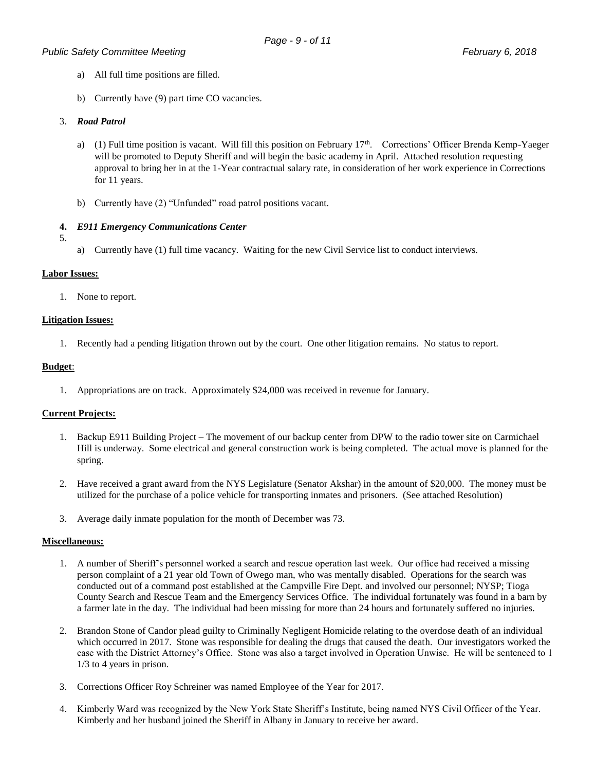a) All full time positions are filled.

b) Currently have (9) part time CO vacancies.

3. ***Road Patrol***

a) (1) Full time position is vacant. Will fill this position on February 17th. Corrections' Officer Brenda Kemp-Yaeger will be promoted to Deputy Sheriff and will begin the basic academy in April. Attached resolution requesting approval to bring her in at the 1-Year contractual salary rate, in consideration of her work experience in Corrections for 11 years.

b) Currently have (2) "Unfunded" road patrol positions vacant.

4. ***E911 Emergency Communications Center***
5.

a) Currently have (1) full time vacancy. Waiting for the new Civil Service list to conduct interviews.

**Labor Issues:**

1. None to report.

**Litigation Issues:**

1. Recently had a pending litigation thrown out by the court. One other litigation remains. No status to report.

**Budget**:

1. Appropriations are on track. Approximately $24,000 was received in revenue for January.

**Current Projects:**

1. Backup E911 Building Project – The movement of our backup center from DPW to the radio tower site on Carmichael Hill is underway. Some electrical and general construction work is being completed. The actual move is planned for the spring.

2. Have received a grant award from the NYS Legislature (Senator Akshar) in the amount of $20,000. The money must be utilized for the purchase of a police vehicle for transporting inmates and prisoners. (See attached Resolution)

3. Average daily inmate population for the month of December was 73.

**Miscellaneous:**

1. A number of Sheriff's personnel worked a search and rescue operation last week. Our office had received a missing person complaint of a 21 year old Town of Owego man, who was mentally disabled. Operations for the search was conducted out of a command post established at the Campville Fire Dept. and involved our personnel; NYSP; Tioga County Search and Rescue Team and the Emergency Services Office. The individual fortunately was found in a barn by a farmer late in the day. The individual had been missing for more than 24 hours and fortunately suffered no injuries.

2. Brandon Stone of Candor plead guilty to Criminally Negligent Homicide relating to the overdose death of an individual which occurred in 2017. Stone was responsible for dealing the drugs that caused the death. Our investigators worked the case with the District Attorney's Office. Stone was also a target involved in Operation Unwise. He will be sentenced to 1 1/3 to 4 years in prison.

3. Corrections Officer Roy Schreiner was named Employee of the Year for 2017.

4. Kimberly Ward was recognized by the New York State Sheriff's Institute, being named NYS Civil Officer of the Year. Kimberly and her husband joined the Sheriff in Albany in January to receive her award.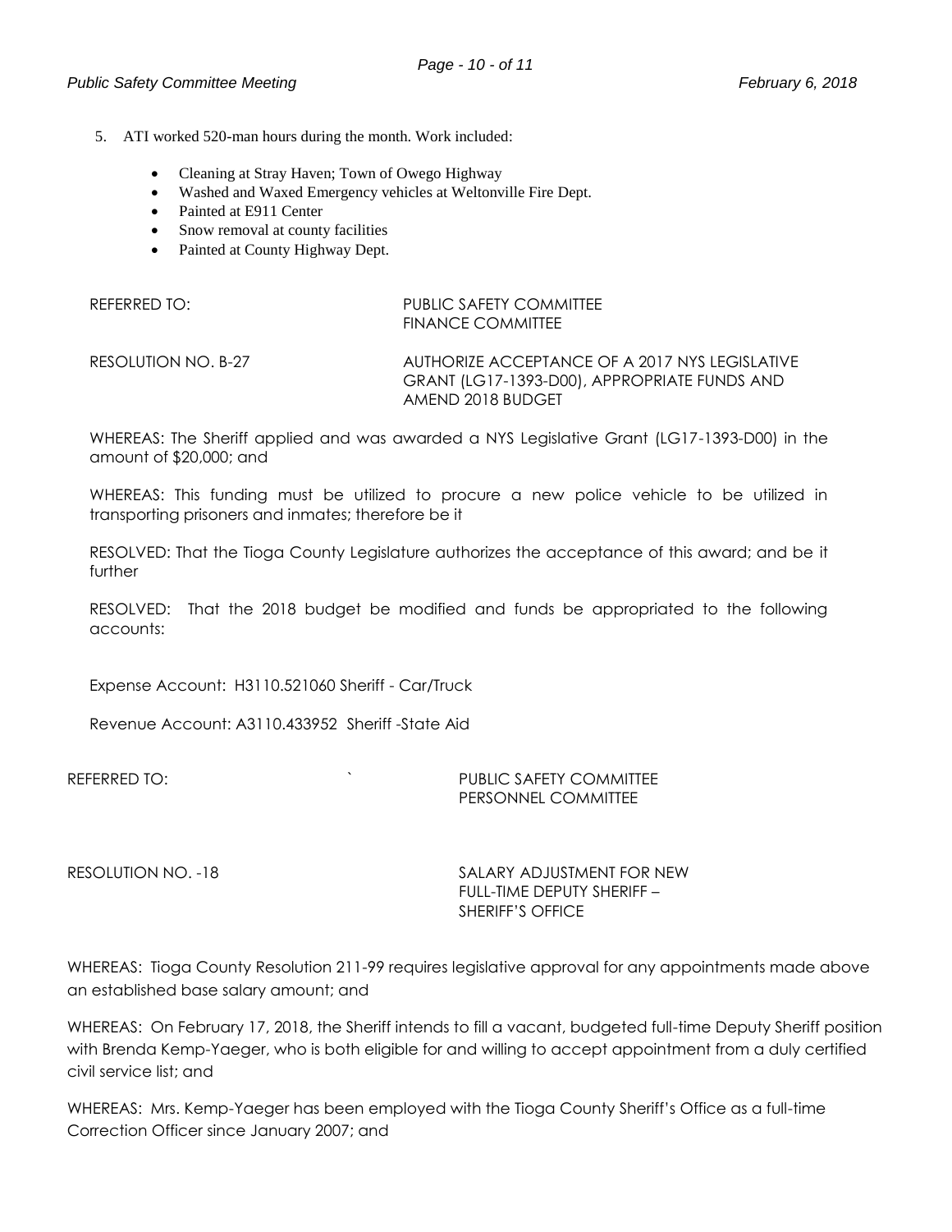5. ATI worked 520-man hours during the month. Work included:

    - Cleaning at Stray Haven; Town of Owego Highway
    - Washed and Waxed Emergency vehicles at Weltonville Fire Dept.
    - Painted at E911 Center
    - Snow removal at county facilities
    - Painted at County Highway Dept.

REFERRED TO: PUBLIC SAFETY COMMITTEE
FINANCE COMMITTEE

RESOLUTION NO. B-27 AUTHORIZE ACCEPTANCE OF A 2017 NYS LEGISLATIVE GRANT (LG17-1393-D00), APPROPRIATE FUNDS AND AMEND 2018 BUDGET

WHEREAS: The Sheriff applied and was awarded a NYS Legislative Grant (LG17-1393-D00) in the amount of $20,000; and

WHEREAS: This funding must be utilized to procure a new police vehicle to be utilized in transporting prisoners and inmates; therefore be it

RESOLVED: That the Tioga County Legislature authorizes the acceptance of this award; and be it further

RESOLVED: That the 2018 budget be modified and funds be appropriated to the following accounts:

Expense Account: H3110.521060 Sheriff - Car/Truck

Revenue Account: A3110.433952 Sheriff -State Aid

REFERRED TO: ` PUBLIC SAFETY COMMITTEE
PERSONNEL COMMITTEE

RESOLUTION NO. -18 SALARY ADJUSTMENT FOR NEW FULL-TIME DEPUTY SHERIFF – SHERIFF'S OFFICE

WHEREAS: Tioga County Resolution 211-99 requires legislative approval for any appointments made above an established base salary amount; and

WHEREAS: On February 17, 2018, the Sheriff intends to fill a vacant, budgeted full-time Deputy Sheriff position with Brenda Kemp-Yaeger, who is both eligible for and willing to accept appointment from a duly certified civil service list; and

WHEREAS: Mrs. Kemp-Yaeger has been employed with the Tioga County Sheriff's Office as a full-time Correction Officer since January 2007; and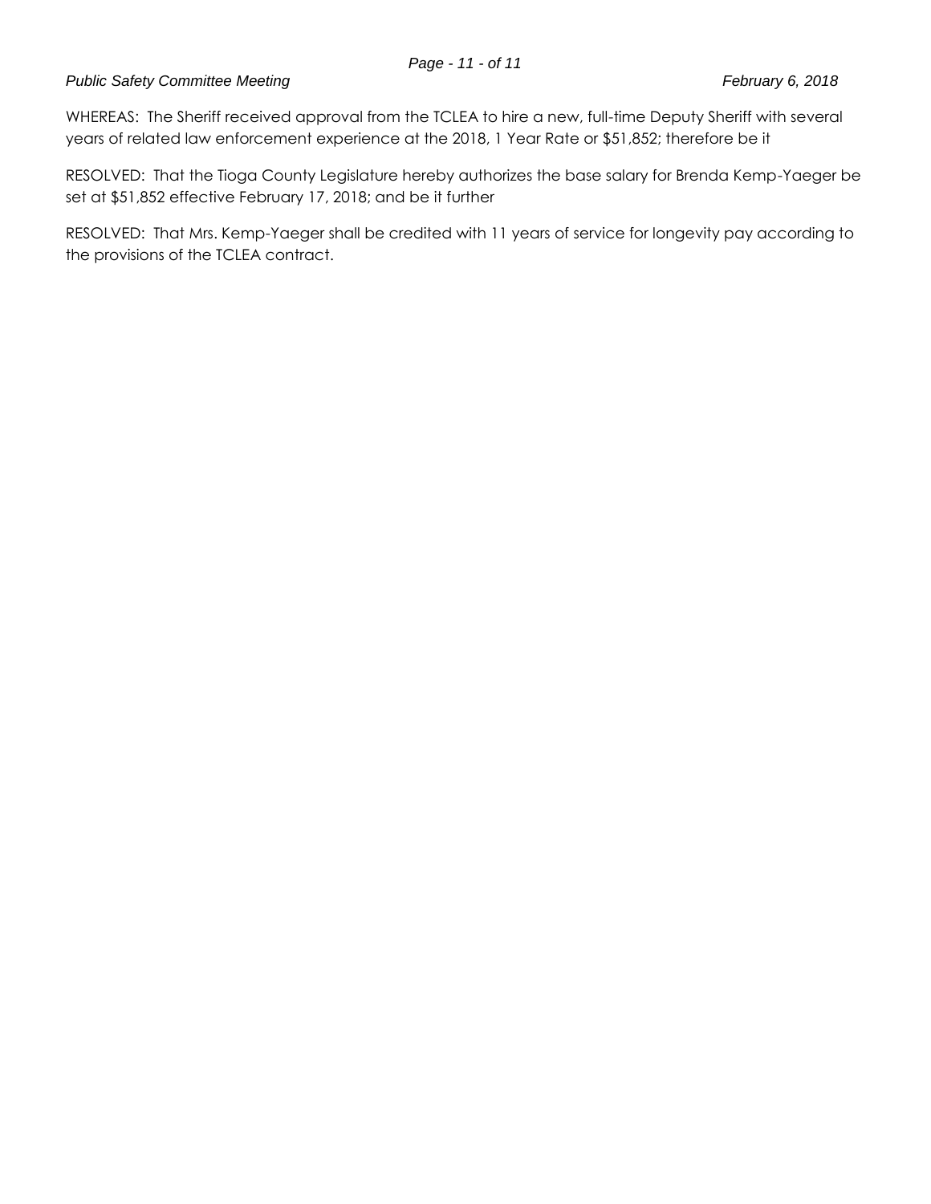WHEREAS: The Sheriff received approval from the TCLEA to hire a new, full-time Deputy Sheriff with several years of related law enforcement experience at the 2018, 1 Year Rate or $51,852; therefore be it

RESOLVED: That the Tioga County Legislature hereby authorizes the base salary for Brenda Kemp-Yaeger be set at $51,852 effective February 17, 2018; and be it further

RESOLVED: That Mrs. Kemp-Yaeger shall be credited with 11 years of service for longevity pay according to the provisions of the TCLEA contract.